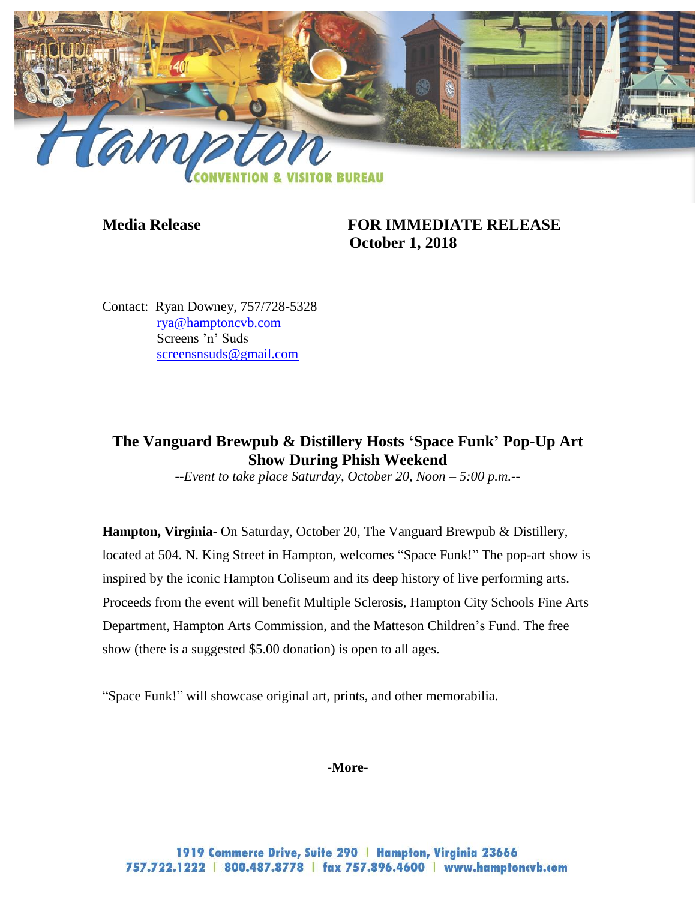Hampton Convention & Visitor Bureau

**Media Release** **FOR IMMEDIATE RELEASE**
**October 1, 2018**

Contact: Ryan Downey, 757/728-5328
rya@hamptoncvb.com
Screens 'n' Suds
screensnsuds@gmail.com

## The Vanguard Brewpub & Distillery Hosts 'Space Funk' Pop-Up Art Show During Phish Weekend

*--Event to take place Saturday, October 20, Noon – 5:00 p.m.--*

**Hampton, Virginia**- On Saturday, October 20, The Vanguard Brewpub & Distillery, located at 504. N. King Street in Hampton, welcomes "Space Funk!" The pop-art show is inspired by the iconic Hampton Coliseum and its deep history of live performing arts. Proceeds from the event will benefit Multiple Sclerosis, Hampton City Schools Fine Arts Department, Hampton Arts Commission, and the Matteson Children's Fund. The free show (there is a suggested $5.00 donation) is open to all ages.

"Space Funk!" will showcase original art, prints, and other memorabilia.

**-More-**

1919 Commerce Drive, Suite 290 | Hampton, Virginia 23666
757.722.1222 | 800.487.8778 | fax 757.896.4600 | www.hamptoncvb.com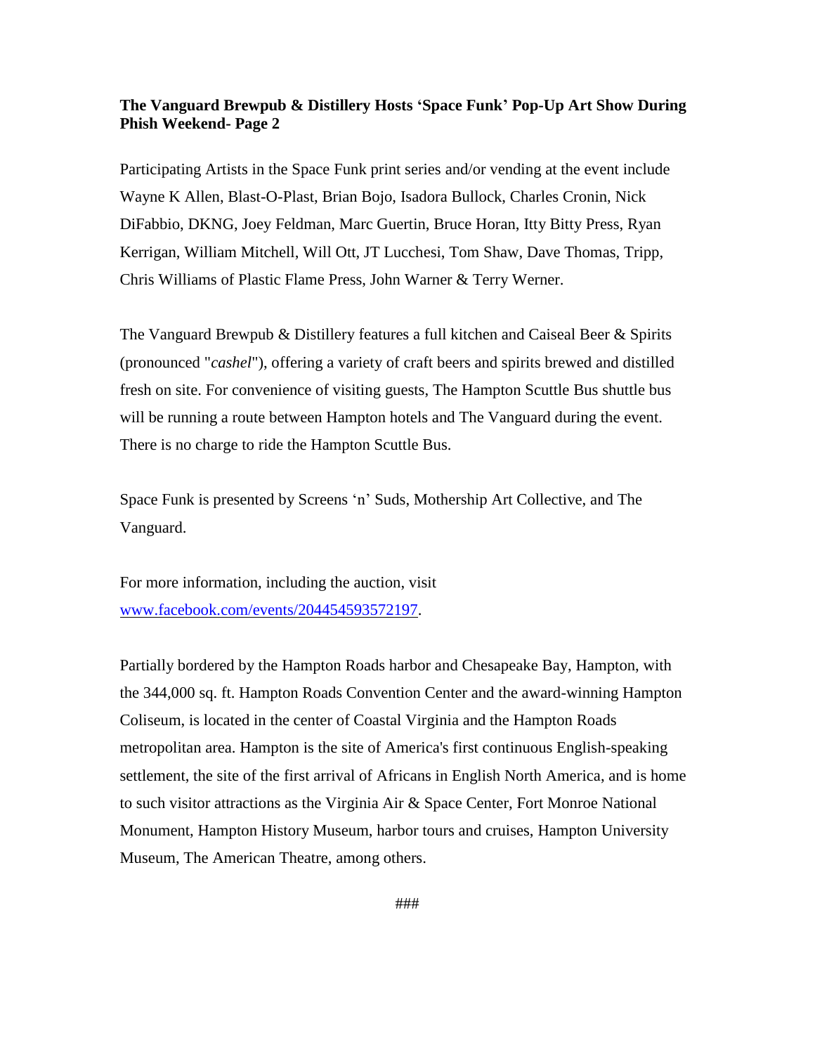**The Vanguard Brewpub & Distillery Hosts 'Space Funk' Pop-Up Art Show During Phish Weekend- Page 2**

Participating Artists in the Space Funk print series and/or vending at the event include Wayne K Allen, Blast-O-Plast, Brian Bojo, Isadora Bullock, Charles Cronin, Nick DiFabbio, DKNG, Joey Feldman, Marc Guertin, Bruce Horan, Itty Bitty Press, Ryan Kerrigan, William Mitchell, Will Ott, JT Lucchesi, Tom Shaw, Dave Thomas, Tripp, Chris Williams of Plastic Flame Press, John Warner & Terry Werner.

The Vanguard Brewpub & Distillery features a full kitchen and Caiseal Beer & Spirits (pronounced "*cashel*"), offering a variety of craft beers and spirits brewed and distilled fresh on site. For convenience of visiting guests, The Hampton Scuttle Bus shuttle bus will be running a route between Hampton hotels and The Vanguard during the event. There is no charge to ride the Hampton Scuttle Bus.

Space Funk is presented by Screens 'n' Suds, Mothership Art Collective, and The Vanguard.

For more information, including the auction, visit [www.facebook.com/events/204454593572197](www.facebook.com/events/204454593572197).

Partially bordered by the Hampton Roads harbor and Chesapeake Bay, Hampton, with the 344,000 sq. ft. Hampton Roads Convention Center and the award-winning Hampton Coliseum, is located in the center of Coastal Virginia and the Hampton Roads metropolitan area. Hampton is the site of America's first continuous English-speaking settlement, the site of the first arrival of Africans in English North America, and is home to such visitor attractions as the Virginia Air & Space Center, Fort Monroe National Monument, Hampton History Museum, harbor tours and cruises, Hampton University Museum, The American Theatre, among others.

###